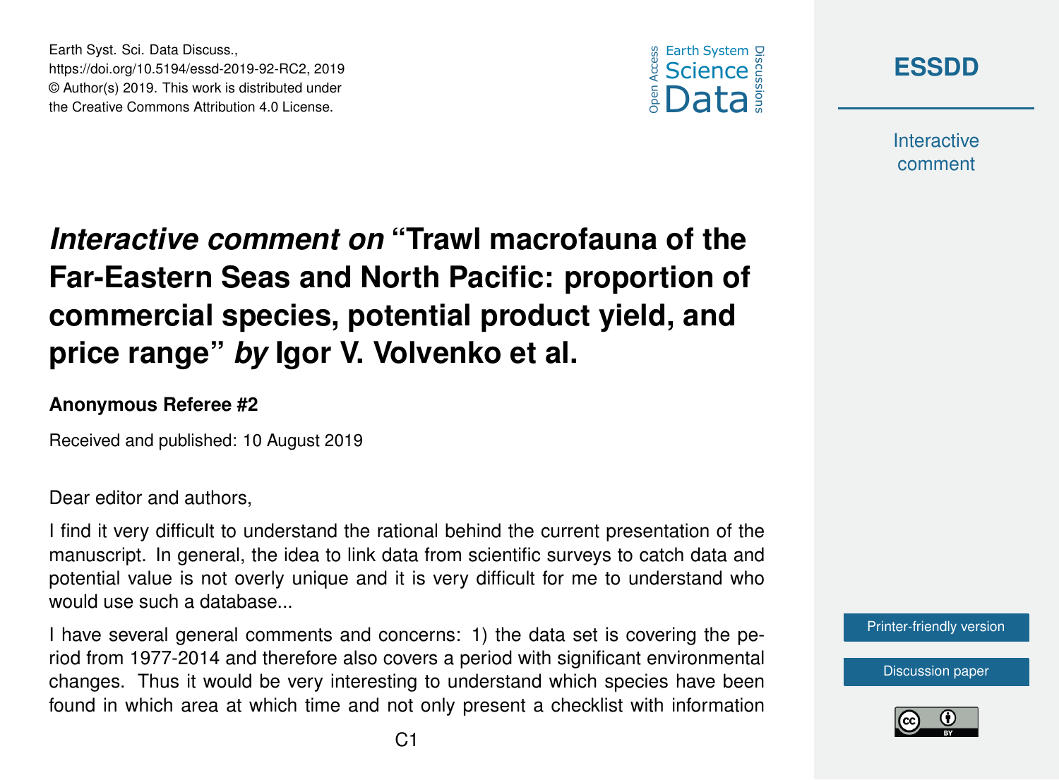# *Interactive comment on* "Trawl macrofauna of the Far-Eastern Seas and North Pacific: proportion of commercial species, potential product yield, and price range" *by* Igor V. Volvenko et al.

**Anonymous Referee #2**

Received and published: 10 August 2019

Dear editor and authors,

I find it very difficult to understand the rational behind the current presentation of the manuscript. In general, the idea to link data from scientific surveys to catch data and potential value is not overly unique and it is very difficult for me to understand who would use such a database...

I have several general comments and concerns: 1) the data set is covering the period from 1977-2014 and therefore also covers a period with significant environmental changes. Thus it would be very interesting to understand which species have been found in which area at which time and not only present a checklist with information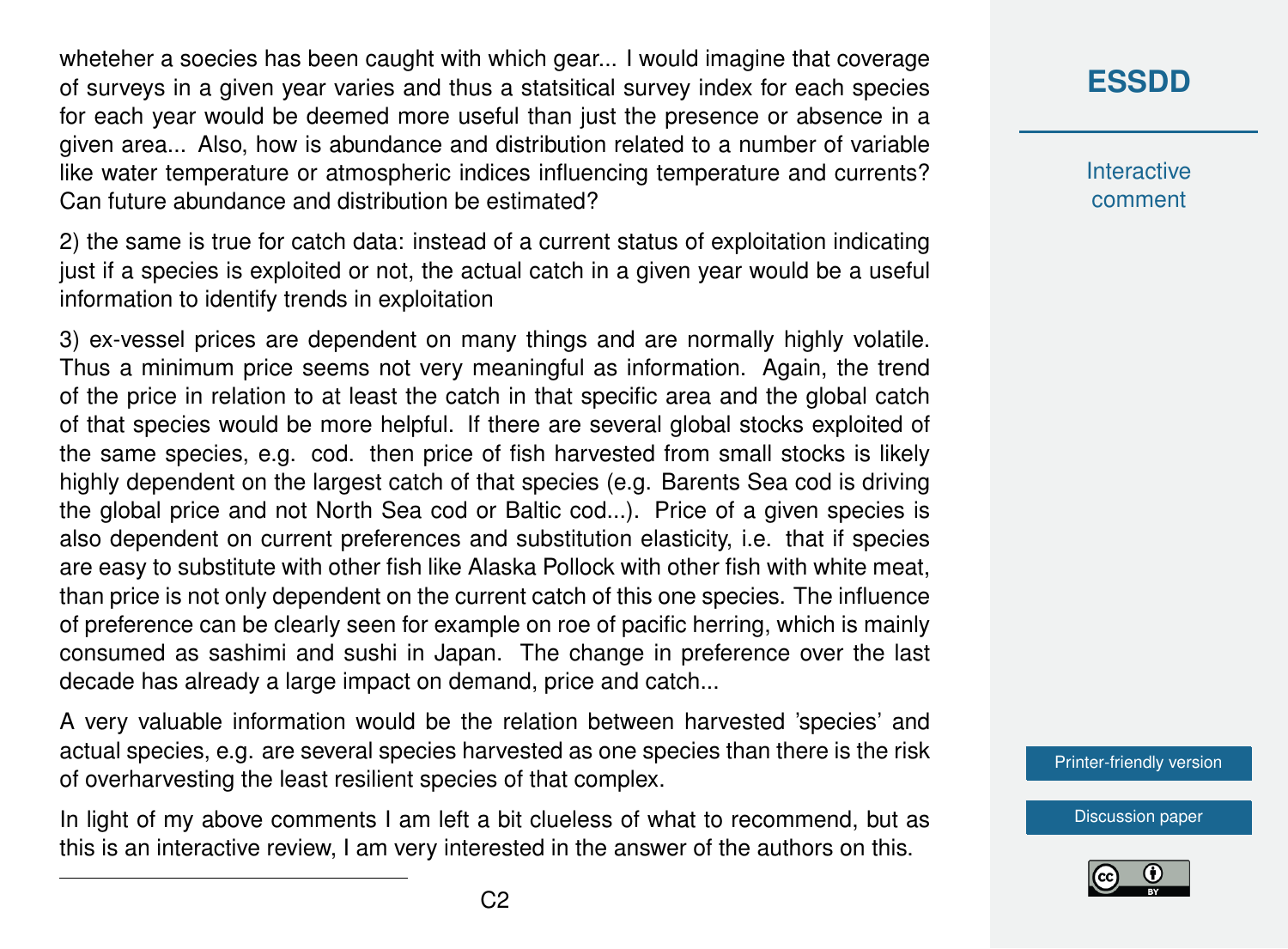wheteher a soecies has been caught with which gear... I would imagine that coverage of surveys in a given year varies and thus a statsitical survey index for each species for each year would be deemed more useful than just the presence or absence in a given area... Also, how is abundance and distribution related to a number of variable like water temperature or atmospheric indices influencing temperature and currents? Can future abundance and distribution be estimated?

2) the same is true for catch data: instead of a current status of exploitation indicating just if a species is exploited or not, the actual catch in a given year would be a useful information to identify trends in exploitation

3) ex-vessel prices are dependent on many things and are normally highly volatile. Thus a minimum price seems not very meaningful as information. Again, the trend of the price in relation to at least the catch in that specific area and the global catch of that species would be more helpful. If there are several global stocks exploited of the same species, e.g. cod. then price of fish harvested from small stocks is likely highly dependent on the largest catch of that species (e.g. Barents Sea cod is driving the global price and not North Sea cod or Baltic cod...). Price of a given species is also dependent on current preferences and substitution elasticity, i.e. that if species are easy to substitute with other fish like Alaska Pollock with other fish with white meat, than price is not only dependent on the current catch of this one species. The influence of preference can be clearly seen for example on roe of pacific herring, which is mainly consumed as sashimi and sushi in Japan. The change in preference over the last decade has already a large impact on demand, price and catch...

A very valuable information would be the relation between harvested 'species' and actual species, e.g. are several species harvested as one species than there is the risk of overharvesting the least resilient species of that complex.

In light of my above comments I am left a bit clueless of what to recommend, but as this is an interactive review, I am very interested in the answer of the authors on this.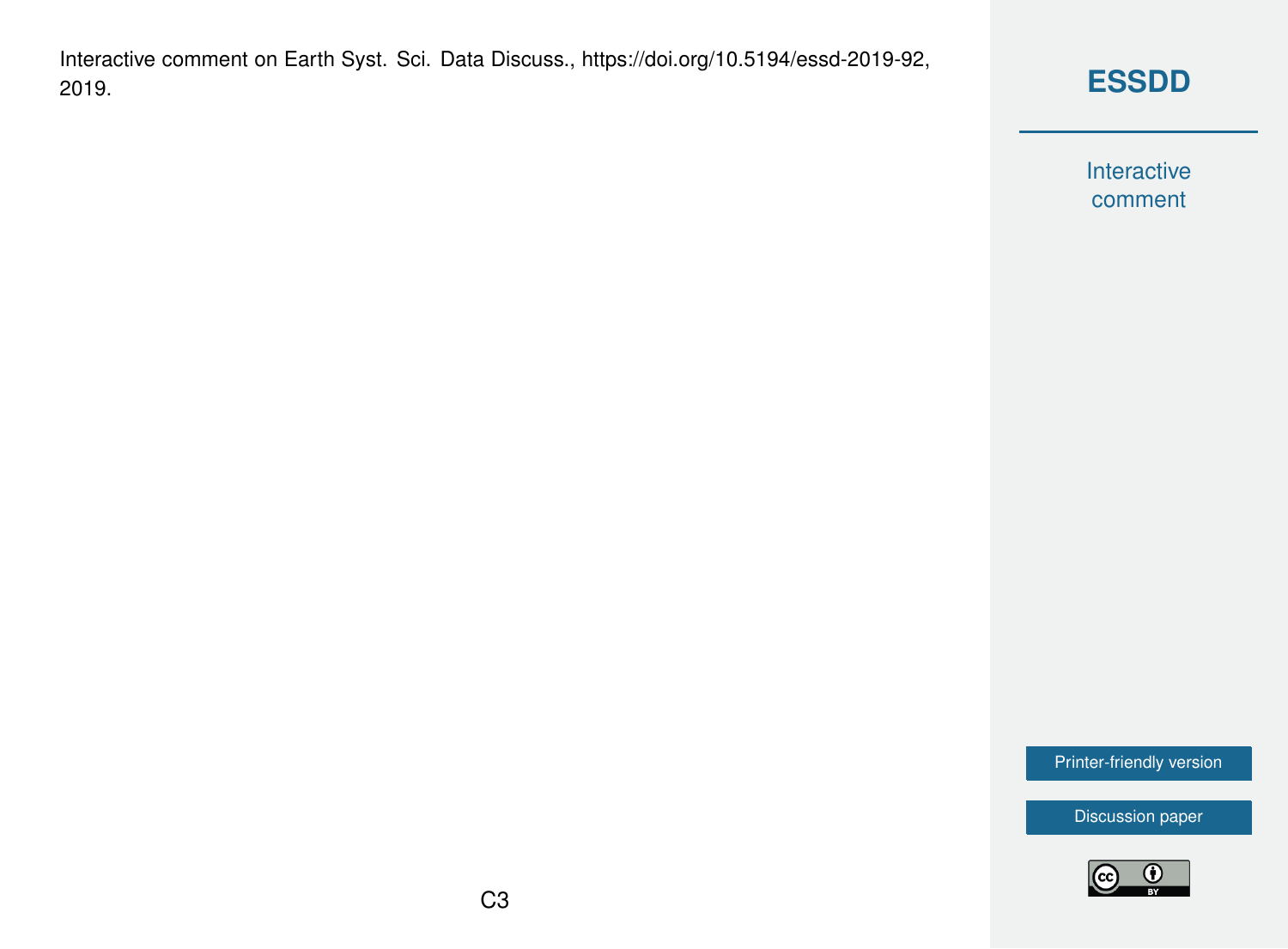Interactive comment on Earth Syst. Sci. Data Discuss., https://doi.org/10.5194/essd-2019-92, 2019.